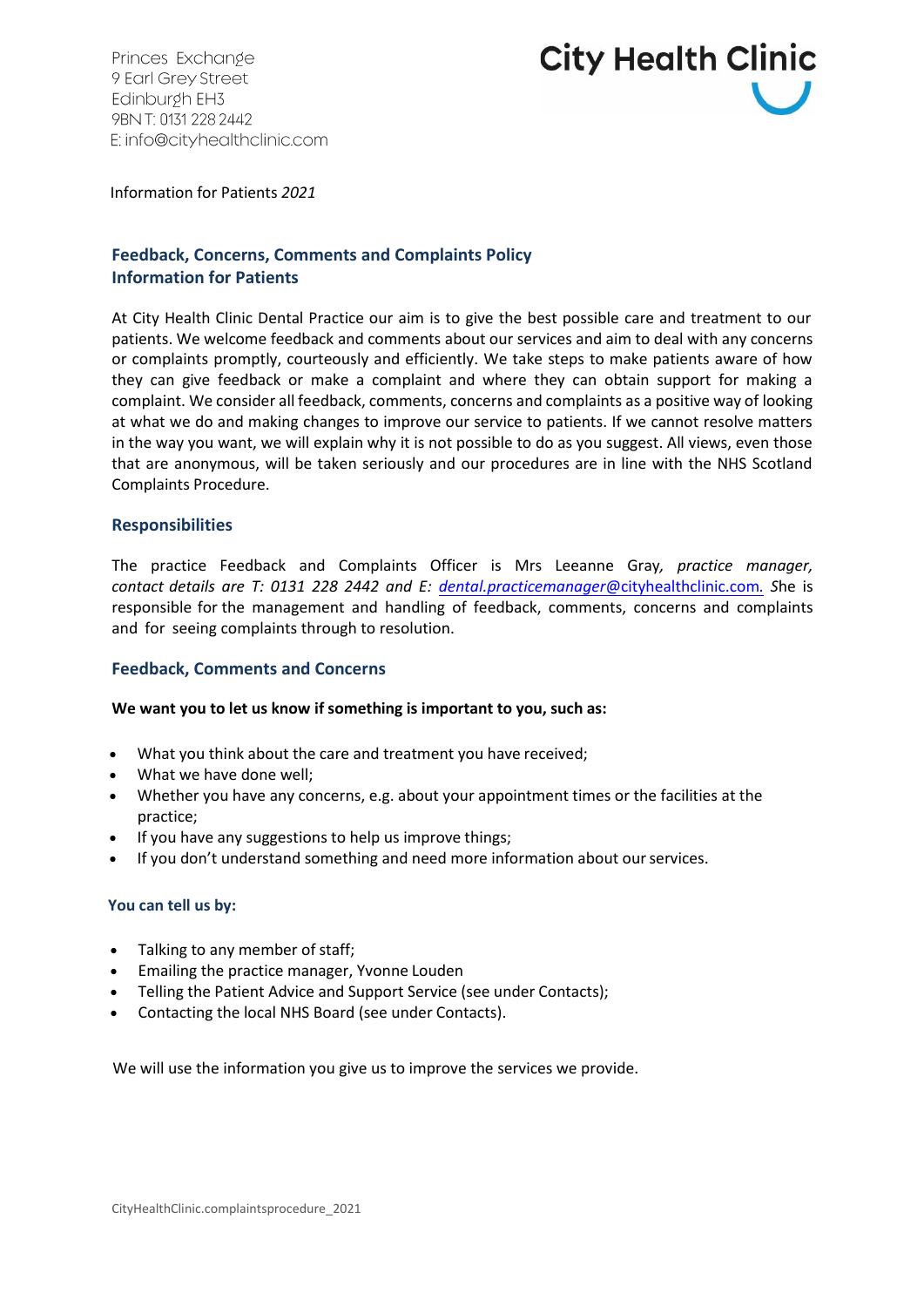Princes Exchange
9 Earl Grey Street
Edinburgh EH3
9BN T: 0131 228 2442
E: info@cityhealthclinic.com

**City Health Clinic**

Information for Patients *2021*

## Feedback, Concerns, Comments and Complaints Policy
## Information for Patients

At City Health Clinic Dental Practice our aim is to give the best possible care and treatment to our patients. We welcome feedback and comments about our services and aim to deal with any concerns or complaints promptly, courteously and efficiently. We take steps to make patients aware of how they can give feedback or make a complaint and where they can obtain support for making a complaint. We consider all feedback, comments, concerns and complaints as a positive way of looking at what we do and making changes to improve our service to patients. If we cannot resolve matters in the way you want, we will explain why it is not possible to do as you suggest. All views, even those that are anonymous, will be taken seriously and our procedures are in line with the NHS Scotland Complaints Procedure.

### Responsibilities

The practice Feedback and Complaints Officer is Mrs Leeanne Gray*, practice manager, contact details are T: 0131 228 2442 and E: dental.practicemanager*@cityhealthclinic.com*. S*he is responsible for the management and handling of feedback, comments, concerns and complaints and for seeing complaints through to resolution.

### Feedback, Comments and Concerns

**We want you to let us know if something is important to you, such as:**

- What you think about the care and treatment you have received;
- What we have done well;
- Whether you have any concerns, e.g. about your appointment times or the facilities at the practice;
- If you have any suggestions to help us improve things;
- If you don't understand something and need more information about our services.

#### You can tell us by:

- Talking to any member of staff;
- Emailing the practice manager, Yvonne Louden
- Telling the Patient Advice and Support Service (see under Contacts);
- Contacting the local NHS Board (see under Contacts).

We will use the information you give us to improve the services we provide.

CityHealthClinic.complaintsprocedure_2021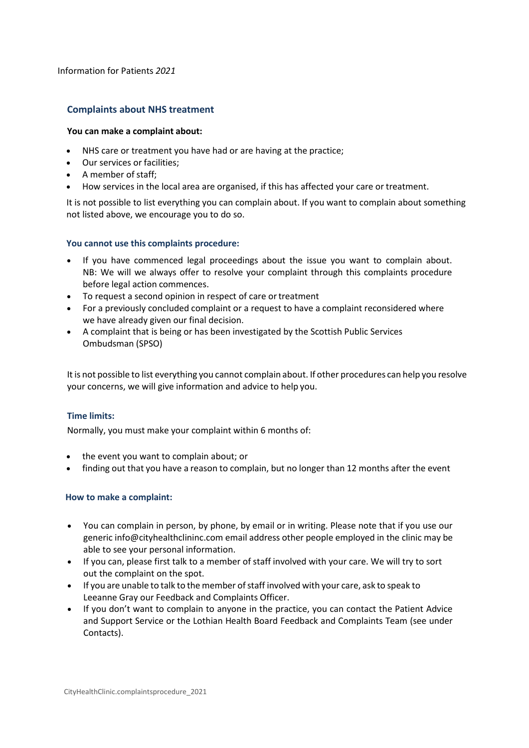Information for Patients *2021*

## Complaints about NHS treatment

**You can make a complaint about:**

- NHS care or treatment you have had or are having at the practice;
- Our services or facilities;
- A member of staff;
- How services in the local area are organised, if this has affected your care or treatment.

It is not possible to list everything you can complain about. If you want to complain about something not listed above, we encourage you to do so.

### You cannot use this complaints procedure:

- If you have commenced legal proceedings about the issue you want to complain about. NB: We will we always offer to resolve your complaint through this complaints procedure before legal action commences.
- To request a second opinion in respect of care or treatment
- For a previously concluded complaint or a request to have a complaint reconsidered where we have already given our final decision.
- A complaint that is being or has been investigated by the Scottish Public Services Ombudsman (SPSO)

It is not possible to list everything you cannot complain about. If other procedures can help you resolve your concerns, we will give information and advice to help you.

### Time limits:

Normally, you must make your complaint within 6 months of:

- the event you want to complain about; or
- finding out that you have a reason to complain, but no longer than 12 months after the event

### How to make a complaint:

- You can complain in person, by phone, by email or in writing. Please note that if you use our generic info@cityhealthclininc.com email address other people employed in the clinic may be able to see your personal information.
- If you can, please first talk to a member of staff involved with your care. We will try to sort out the complaint on the spot.
- If you are unable to talk to the member of staff involved with your care, ask to speak to Leeanne Gray our Feedback and Complaints Officer.
- If you don't want to complain to anyone in the practice, you can contact the Patient Advice and Support Service or the Lothian Health Board Feedback and Complaints Team (see under Contacts).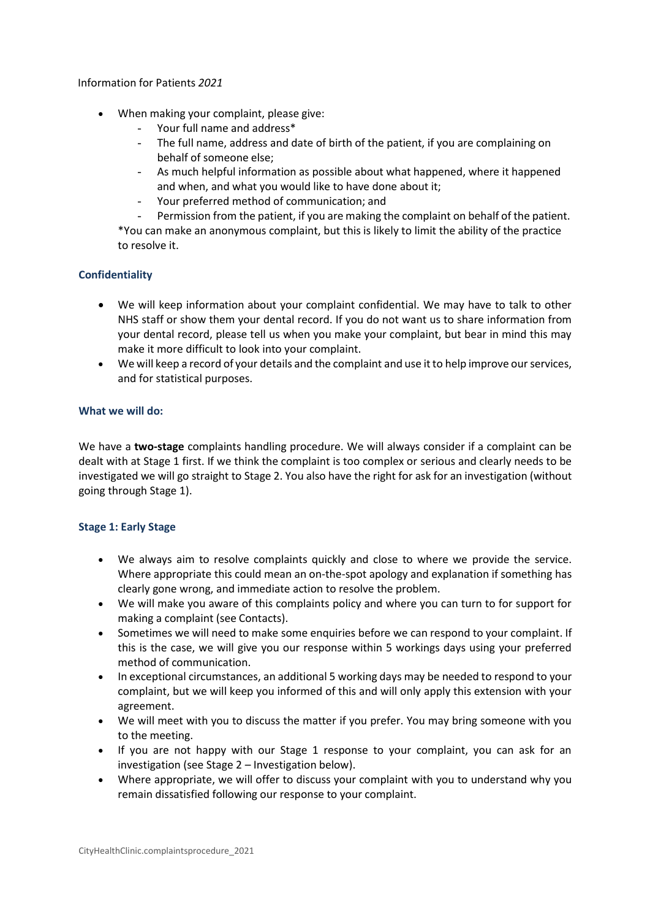- When making your complaint, please give:
    - Your full name and address*
    - The full name, address and date of birth of the patient, if you are complaining on behalf of someone else;
    - As much helpful information as possible about what happened, where it happened and when, and what you would like to have done about it;
    - Your preferred method of communication; and
    - Permission from the patient, if you are making the complaint on behalf of the patient.

  *You can make an anonymous complaint, but this is likely to limit the ability of the practice to resolve it.

### Confidentiality

- We will keep information about your complaint confidential. We may have to talk to other NHS staff or show them your dental record. If you do not want us to share information from your dental record, please tell us when you make your complaint, but bear in mind this may make it more difficult to look into your complaint.
- We will keep a record of your details and the complaint and use it to help improve our services, and for statistical purposes.

### What we will do:

We have a **two-stage** complaints handling procedure. We will always consider if a complaint can be dealt with at Stage 1 first. If we think the complaint is too complex or serious and clearly needs to be investigated we will go straight to Stage 2. You also have the right for ask for an investigation (without going through Stage 1).

### Stage 1: Early Stage

- We always aim to resolve complaints quickly and close to where we provide the service. Where appropriate this could mean an on-the-spot apology and explanation if something has clearly gone wrong, and immediate action to resolve the problem.
- We will make you aware of this complaints policy and where you can turn to for support for making a complaint (see Contacts).
- Sometimes we will need to make some enquiries before we can respond to your complaint. If this is the case, we will give you our response within 5 workings days using your preferred method of communication.
- In exceptional circumstances, an additional 5 working days may be needed to respond to your complaint, but we will keep you informed of this and will only apply this extension with your agreement.
- We will meet with you to discuss the matter if you prefer. You may bring someone with you to the meeting.
- If you are not happy with our Stage 1 response to your complaint, you can ask for an investigation (see Stage 2 – Investigation below).
- Where appropriate, we will offer to discuss your complaint with you to understand why you remain dissatisfied following our response to your complaint.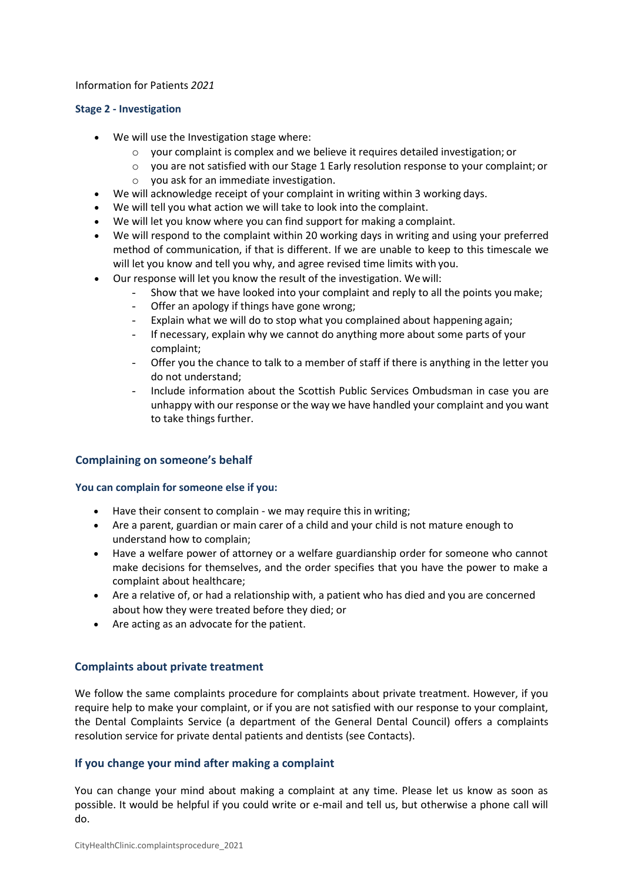## Stage 2 - Investigation

- We will use the Investigation stage where:
  - your complaint is complex and we believe it requires detailed investigation; or
  - you are not satisfied with our Stage 1 Early resolution response to your complaint; or
  - you ask for an immediate investigation.
- We will acknowledge receipt of your complaint in writing within 3 working days.
- We will tell you what action we will take to look into the complaint.
- We will let you know where you can find support for making a complaint.
- We will respond to the complaint within 20 working days in writing and using your preferred method of communication, if that is different. If we are unable to keep to this timescale we will let you know and tell you why, and agree revised time limits with you.
- Our response will let you know the result of the investigation. We will:
  - Show that we have looked into your complaint and reply to all the points you make;
  - Offer an apology if things have gone wrong;
  - Explain what we will do to stop what you complained about happening again;
  - If necessary, explain why we cannot do anything more about some parts of your complaint;
  - Offer you the chance to talk to a member of staff if there is anything in the letter you do not understand;
  - Include information about the Scottish Public Services Ombudsman in case you are unhappy with our response or the way we have handled your complaint and you want to take things further.

## Complaining on someone's behalf

### You can complain for someone else if you:

- Have their consent to complain - we may require this in writing;
- Are a parent, guardian or main carer of a child and your child is not mature enough to understand how to complain;
- Have a welfare power of attorney or a welfare guardianship order for someone who cannot make decisions for themselves, and the order specifies that you have the power to make a complaint about healthcare;
- Are a relative of, or had a relationship with, a patient who has died and you are concerned about how they were treated before they died; or
- Are acting as an advocate for the patient.

## Complaints about private treatment

We follow the same complaints procedure for complaints about private treatment. However, if you require help to make your complaint, or if you are not satisfied with our response to your complaint, the Dental Complaints Service (a department of the General Dental Council) offers a complaints resolution service for private dental patients and dentists (see Contacts).

## If you change your mind after making a complaint

You can change your mind about making a complaint at any time. Please let us know as soon as possible. It would be helpful if you could write or e-mail and tell us, but otherwise a phone call will do.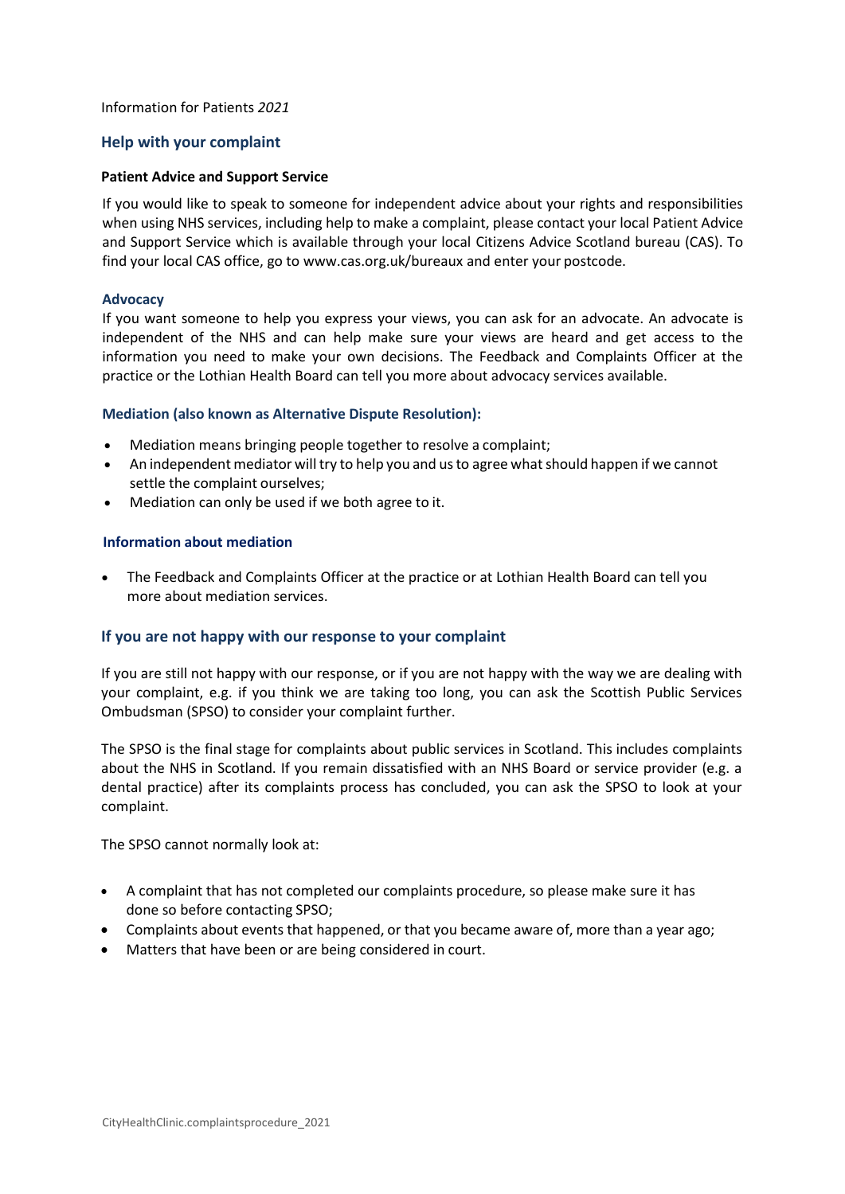Information for Patients *2021*

## Help with your complaint

**Patient Advice and Support Service**

If you would like to speak to someone for independent advice about your rights and responsibilities when using NHS services, including help to make a complaint, please contact your local Patient Advice and Support Service which is available through your local Citizens Advice Scotland bureau (CAS). To find your local CAS office, go to www.cas.org.uk/bureaux and enter your postcode.

### Advocacy

If you want someone to help you express your views, you can ask for an advocate. An advocate is independent of the NHS and can help make sure your views are heard and get access to the information you need to make your own decisions. The Feedback and Complaints Officer at the practice or the Lothian Health Board can tell you more about advocacy services available.

### Mediation (also known as Alternative Dispute Resolution):

- Mediation means bringing people together to resolve a complaint;
- An independent mediator will try to help you and us to agree what should happen if we cannot settle the complaint ourselves;
- Mediation can only be used if we both agree to it.

### Information about mediation

- The Feedback and Complaints Officer at the practice or at Lothian Health Board can tell you more about mediation services.

## If you are not happy with our response to your complaint

If you are still not happy with our response, or if you are not happy with the way we are dealing with your complaint, e.g. if you think we are taking too long, you can ask the Scottish Public Services Ombudsman (SPSO) to consider your complaint further.

The SPSO is the final stage for complaints about public services in Scotland. This includes complaints about the NHS in Scotland. If you remain dissatisfied with an NHS Board or service provider (e.g. a dental practice) after its complaints process has concluded, you can ask the SPSO to look at your complaint.

The SPSO cannot normally look at:

- A complaint that has not completed our complaints procedure, so please make sure it has done so before contacting SPSO;
- Complaints about events that happened, or that you became aware of, more than a year ago;
- Matters that have been or are being considered in court.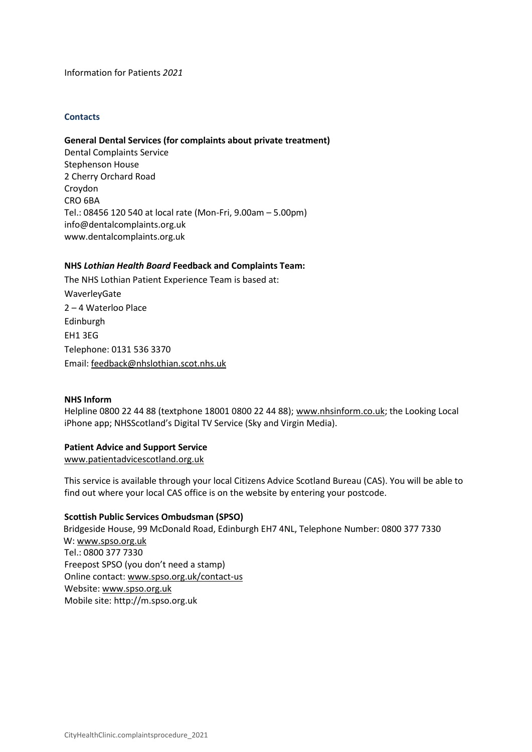Information for Patients *2021*

## Contacts

**General Dental Services (for complaints about private treatment)**
Dental Complaints Service
Stephenson House
2 Cherry Orchard Road
Croydon
CRO 6BA
Tel.: 08456 120 540 at local rate (Mon-Fri, 9.00am – 5.00pm)
info@dentalcomplaints.org.uk
www.dentalcomplaints.org.uk

**NHS *Lothian Health Board* Feedback and Complaints Team:**

The NHS Lothian Patient Experience Team is based at:
WaverleyGate
2 – 4 Waterloo Place
Edinburgh
EH1 3EG
Telephone: 0131 536 3370
Email: feedback@nhslothian.scot.nhs.uk

**NHS Inform**
Helpline 0800 22 44 88 (textphone 18001 0800 22 44 88); www.nhsinform.co.uk; the Looking Local iPhone app; NHSScotland's Digital TV Service (Sky and Virgin Media).

**Patient Advice and Support Service**
www.patientadvicescotland.org.uk

This service is available through your local Citizens Advice Scotland Bureau (CAS). You will be able to find out where your local CAS office is on the website by entering your postcode.

**Scottish Public Services Ombudsman (SPSO)**
Bridgeside House, 99 McDonald Road, Edinburgh EH7 4NL, Telephone Number: 0800 377 7330
W: www.spso.org.uk
Tel.: 0800 377 7330
Freepost SPSO (you don't need a stamp)
Online contact: www.spso.org.uk/contact-us
Website: www.spso.org.uk
Mobile site: http://m.spso.org.uk